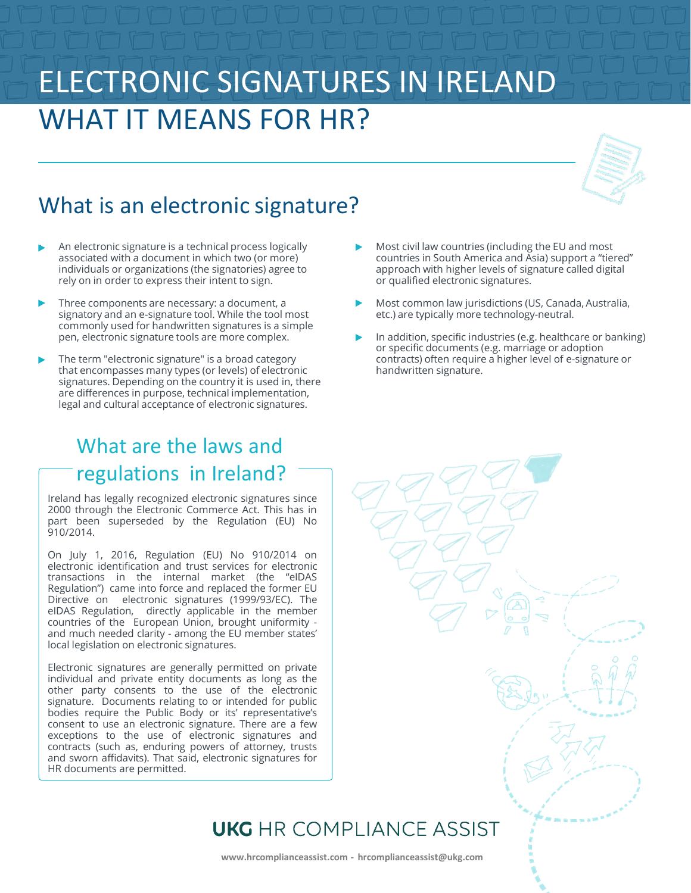# ELECTRONIC SIGNATURES IN IRELAND WHAT IT MEANS FOR HR?

## What is an electronic signature?

- An electronic signature is a technical process logically associated with a document in which two (or more) individuals or organizations (the signatories) agree to rely on in order to express their intent to sign.
- Three components are necessary: a document, a signatory and an e-signature tool. While the tool most commonly used for handwritten signatures is a simple pen, electronic signature tools are more complex.
- The term "electronic signature" is a broad category that encompasses many types (or levels) of electronic signatures. Depending on the country it is used in, there are differences in purpose, technical implementation, legal and cultural acceptance of electronic signatures.
- Most civil law countries (including the EU and most countries in South America and Asia) support a "tiered" approach with higher levels of signature called digital or qualified electronic signatures.
- Most common law jurisdictions (US, Canada, Australia, etc.) are typically more technology-neutral.
- In addition, specific industries (e.g. healthcare or banking) or specific documents (e.g. marriage or adoption contracts) often require a higher level of e-signature or handwritten signature.

## What are the laws and regulations in Ireland?

Ireland has legally recognized electronic signatures since 2000 through the Electronic Commerce Act. This has in part been superseded by the Regulation (EU) No 910/2014.

On July 1, 2016, Regulation (EU) No 910/2014 on electronic identification and trust services for electronic transactions in the internal market (the "eIDAS Regulation") came into force and replaced the former EU Directive on electronic signatures (1999/93/EC). The eIDAS Regulation, directly applicable in the member countries of the European Union, brought uniformity - and much needed clarity - among the EU member states' local legislation on electronic signatures.

Electronic signatures are generally permitted on private individual and private entity documents as long as the other party consents to the use of the electronic signature. Documents relating to or intended for public bodies require the Public Body or its' representative's consent to use an electronic signature. There are a few exceptions to the use of electronic signatures and contracts (such as, enduring powers of attorney, trusts and sworn affidavits). That said, electronic signatures for HR documents are permitted.

**UKG** HR COMPLIANCE ASSIST

www.hrcomplianceassist.com - hrcomplianceassist@ukg.com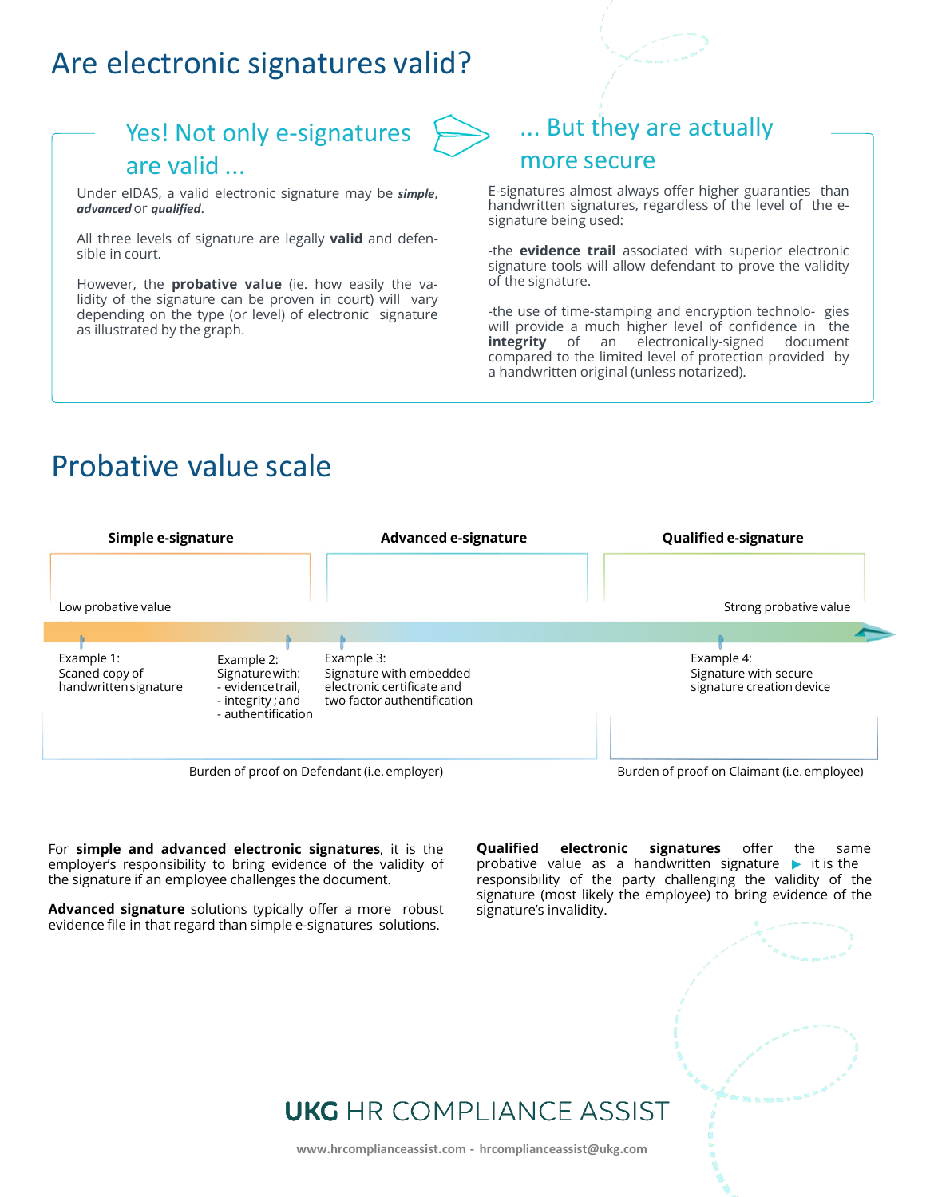# Are electronic signatures valid?

## Yes! Not only e-signatures are valid ...

Under eIDAS, a valid electronic signature may be ***simple***, ***advanced*** or ***qualified***.

All three levels of signature are legally **valid** and defensible in court.

However, the **probative value** (ie. how easily the validity of the signature can be proven in court) will vary depending on the type (or level) of electronic signature as illustrated by the graph.

## ... But they are actually more secure

E-signatures almost always offer higher guarantees than handwritten signatures, regardless of the level of the e-signature being used:

-the **evidence trail** associated with superior electronic signature tools will allow defendant to prove the validity of the signature.

-the use of time-stamping and encryption technologies will provide a much higher level of confidence in the **integrity** of an electronically-signed document compared to the limited level of protection provided by a handwritten original (unless notarized).

# Probative value scale

**Simple e-signature** | **Advanced e-signature** | **Qualified e-signature**

Low probative value → Strong probative value

- Example 1: Scaned copy of handwritten signature
- Example 2: Signature with:
  - evidence trail,
  - integrity ; and
  - authentification
- Example 3: Signature with embedded electronic certificate and two factor authentification
- Example 4: Signature with secure signature creation device

Burden of proof on Defendant (i.e. employer) — Burden of proof on Claimant (i.e. employee)

For **simple and advanced electronic signatures**, it is the employer's responsibility to bring evidence of the validity of the signature if an employee challenges the document.

**Advanced signature** solutions typically offer a more robust evidence file in that regard than simple e-signatures solutions.

**Qualified electronic signatures** offer the same probative value as a handwritten signature ▶ it is the responsibility of the party challenging the validity of the signature (most likely the employee) to bring evidence of the signature's invalidity.

**UKG** HR COMPLIANCE ASSIST

www.hrcomplianceassist.com - hrcomplianceassist@ukg.com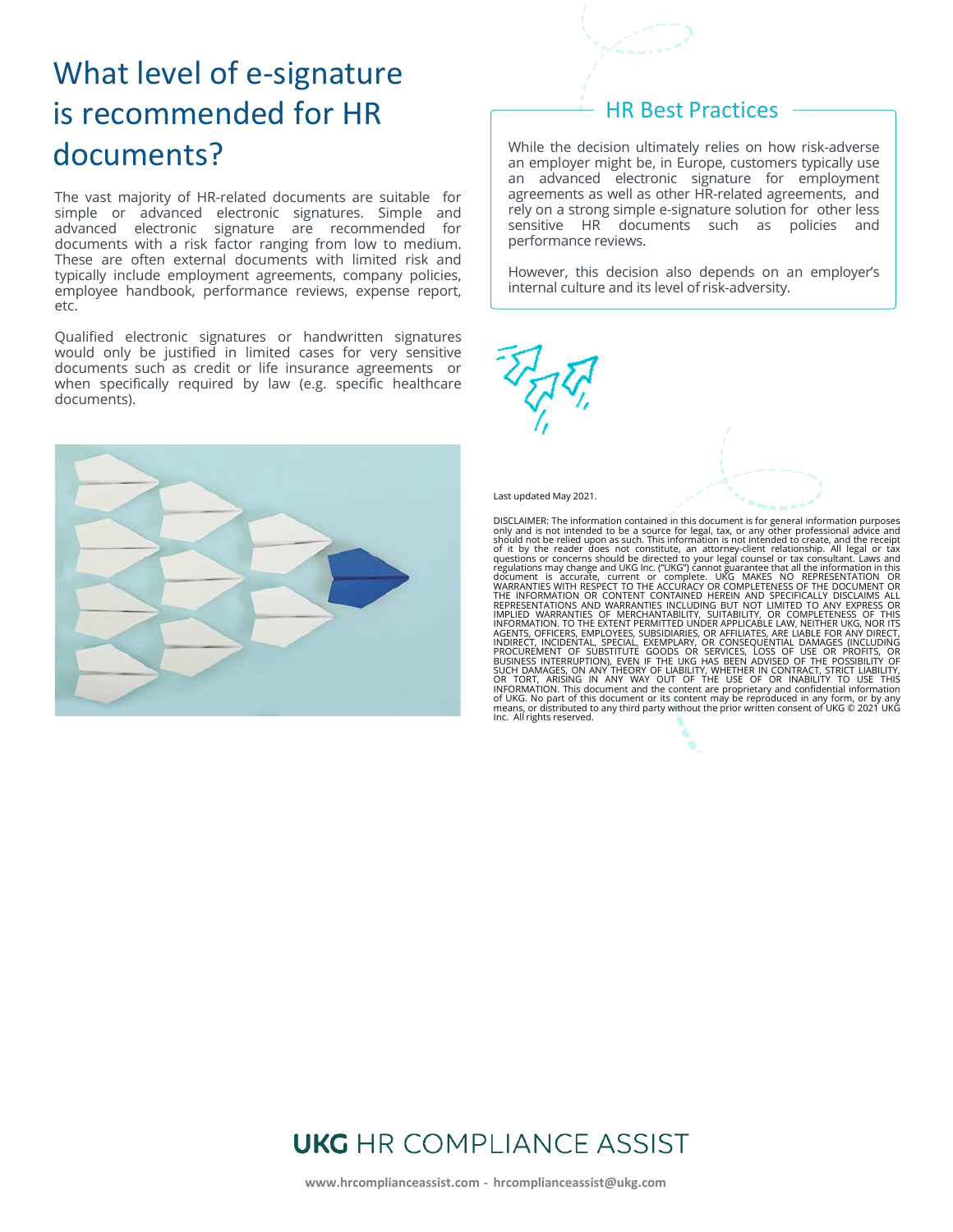# What level of e-signature is recommended for HR documents?

The vast majority of HR-related documents are suitable for simple or advanced electronic signatures. Simple and advanced electronic signature are recommended for documents with a risk factor ranging from low to medium. These are often external documents with limited risk and typically include employment agreements, company policies, employee handbook, performance reviews, expense report, etc.

Qualified electronic signatures or handwritten signatures would only be justified in limited cases for very sensitive documents such as credit or life insurance agreements or when specifically required by law (e.g. specific healthcare documents).

## HR Best Practices

While the decision ultimately relies on how risk-adverse an employer might be, in Europe, customers typically use an advanced electronic signature for employment agreements as well as other HR-related agreements, and rely on a strong simple e-signature solution for other less sensitive HR documents such as policies and performance reviews.

However, this decision also depends on an employer's internal culture and its level of risk-adversity.

Last updated May 2021.

DISCLAIMER: The information contained in this document is for general information purposes only and is not intended to be a source for legal, tax, or any other professional advice and should not be relied upon as such. This information is not intended to create, and the receipt of it by the reader does not constitute, an attorney-client relationship. All legal or tax questions or concerns should be directed to your legal counsel or tax consultant. Laws and regulations may change and UKG Inc. ("UKG") cannot guarantee that all the information in this document is accurate, current or complete. UKG MAKES NO REPRESENTATION OR WARRANTIES WITH RESPECT TO THE ACCURACY OR COMPLETENESS OF THE DOCUMENT OR THE INFORMATION OR CONTENT CONTAINED HEREIN AND SPECIFICALLY DISCLAIMS ALL REPRESENTATIONS AND WARRANTIES INCLUDING BUT NOT LIMITED TO ANY EXPRESS OR IMPLIED WARRANTIES OF MERCHANTABILITY, SUITABILITY, OR COMPLETENESS OF THIS INFORMATION. TO THE EXTENT PERMITTED UNDER APPLICABLE LAW, NEITHER UKG, NOR ITS AGENTS, OFFICERS, EMPLOYEES, SUBSIDIARIES, OR AFFILIATES, ARE LIABLE FOR ANY DIRECT, INDIRECT, INCIDENTAL, SPECIAL, EXEMPLARY, OR CONSEQUENTIAL DAMAGES (INCLUDING PROCUREMENT OF SUBSTITUTE GOODS OR SERVICES, LOSS OF USE OR PROFITS, OR BUSINESS INTERRUPTION), EVEN IF THE UKG HAS BEEN ADVISED OF THE POSSIBILITY OF SUCH DAMAGES, ON ANY THEORY OF LIABILITY, WHETHER IN CONTRACT, STRICT LIABILITY, OR TORT, ARISING IN ANY WAY OUT OF THE USE OF OR INABILITY TO USE THIS INFORMATION. This document and the content are proprietary and confidential information of UKG. No part of this document or its content may be reproduced in any form, or by any means, or distributed to any third party without the prior written consent of UKG © 2021 UKG Inc. All rights reserved.

**UKG** HR COMPLIANCE ASSIST

**www.hrcomplianceassist.com - hrcomplianceassist@ukg.com**